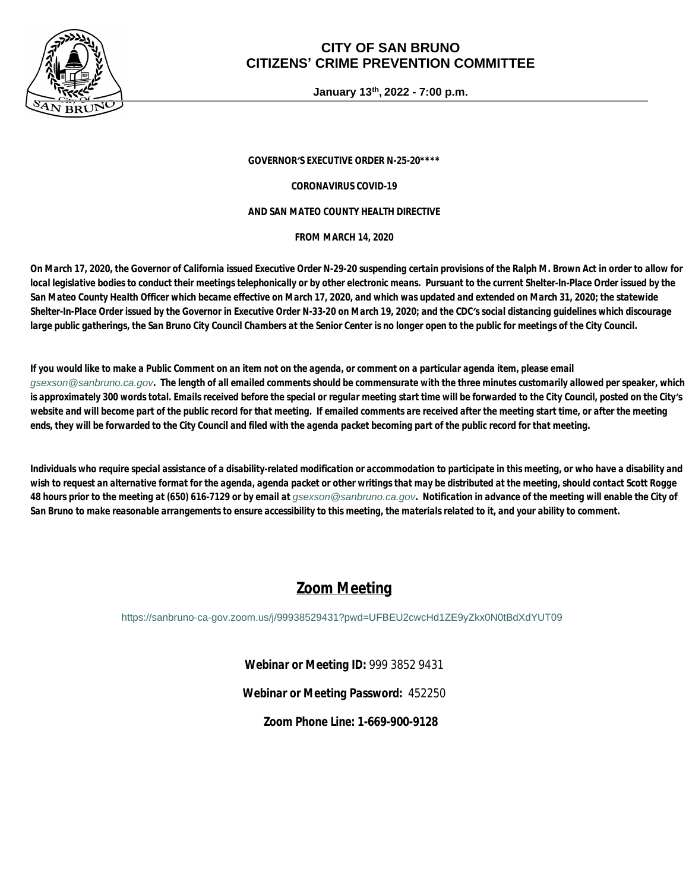# CITY OF SAN BRUNO
# CITIZENS' CRIME PREVENTION COMMITTEE

**January 13th, 2022 - 7:00 p.m.**

---

**GOVERNOR'S EXECUTIVE ORDER N-25-20****

**CORONAVIRUS COVID-19**

**AND SAN MATEO COUNTY HEALTH DIRECTIVE**

**FROM MARCH 14, 2020**

**On March 17, 2020, the Governor of California issued Executive Order N-29-20 suspending certain provisions of the Ralph M. Brown Act in order to allow for local legislative bodies to conduct their meetings telephonically or by other electronic means. Pursuant to the current Shelter-In-Place Order issued by the San Mateo County Health Officer which became effective on March 17, 2020, and which was updated and extended on March 31, 2020; the statewide Shelter-In-Place Order issued by the Governor in Executive Order N-33-20 on March 19, 2020; and the CDC's social distancing guidelines which discourage large public gatherings, the San Bruno City Council Chambers at the Senior Center is no longer open to the public for meetings of the City Council.**

**If you would like to make a Public Comment on an item not on the agenda, or comment on a particular agenda item, please email** *gsexson@sanbruno.ca.gov*. **The length of all emailed comments should be commensurate with the three minutes customarily allowed per speaker, which is approximately 300 words total. Emails received before the special or regular meeting start time will be forwarded to the City Council, posted on the City's website and will become part of the public record for that meeting. If emailed comments are received after the meeting start time, or after the meeting ends, they will be forwarded to the City Council and filed with the agenda packet becoming part of the public record for that meeting.**

**Individuals who require special assistance of a disability-related modification or accommodation to participate in this meeting, or who have a disability and wish to request an alternative format for the agenda, agenda packet or other writings that may be distributed at the meeting, should contact Scott Rogge 48 hours prior to the meeting at (650) 616-7129 or by email at** *gsexson@sanbruno.ca.gov*. **Notification in advance of the meeting will enable the City of San Bruno to make reasonable arrangements to ensure accessibility to this meeting, the materials related to it, and your ability to comment.**

## Zoom Meeting

https://sanbruno-ca-gov.zoom.us/j/99938529431?pwd=UFBEU2cwcHd1ZE9yZkx0N0tBdXdYUT09

**Webinar or Meeting ID:** 999 3852 9431

**Webinar or Meeting Password:** 452250

**Zoom Phone Line: 1-669-900-9128**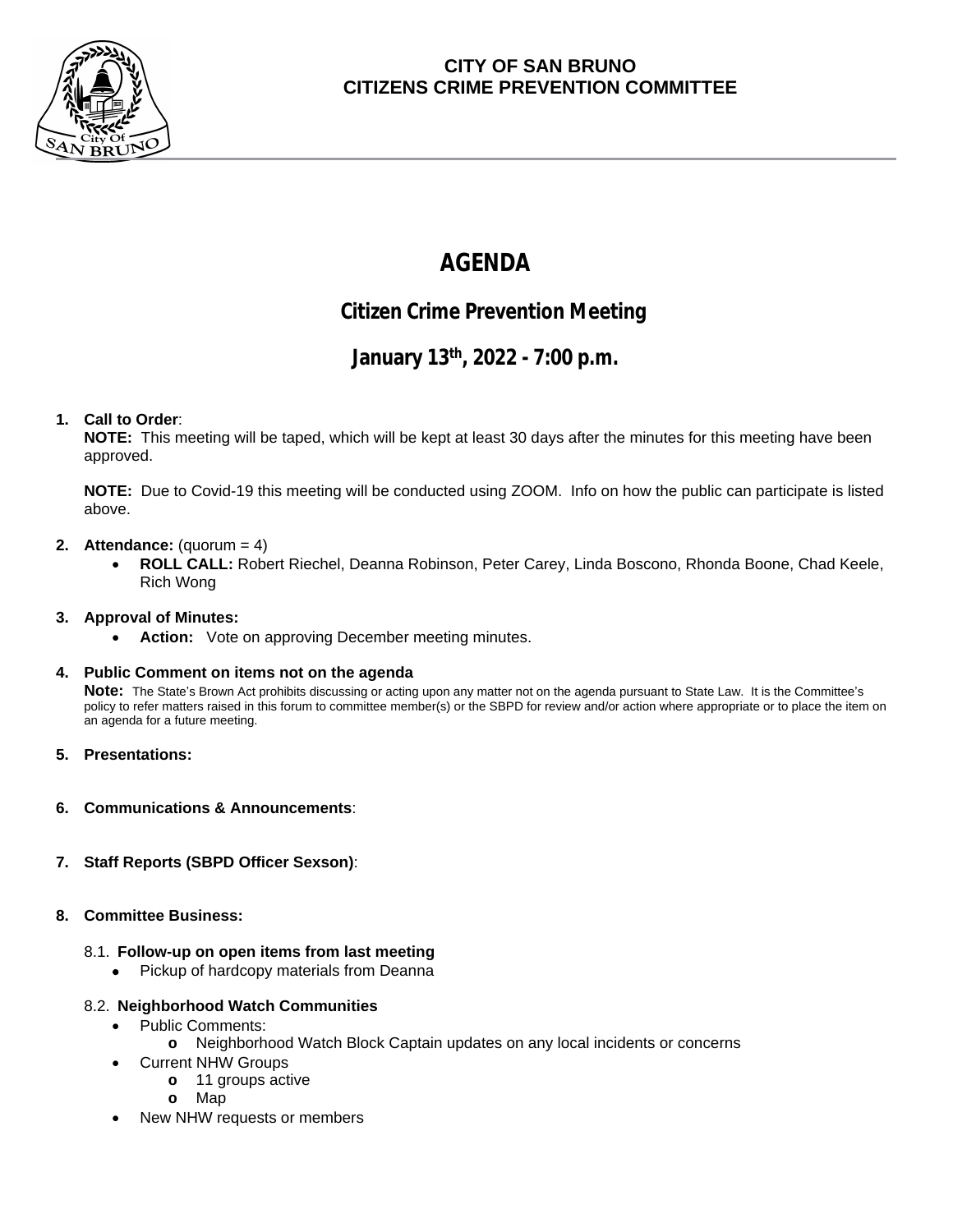**CITY OF SAN BRUNO**
**CITIZENS CRIME PREVENTION COMMITTEE**

# AGENDA

## Citizen Crime Prevention Meeting

## January 13th, 2022 - 7:00 p.m.

1. **Call to Order**:
   **NOTE:** This meeting will be taped, which will be kept at least 30 days after the minutes for this meeting have been approved.

   **NOTE:** Due to Covid-19 this meeting will be conducted using ZOOM. Info on how the public can participate is listed above.

2. **Attendance:** (quorum = 4)
   - **ROLL CALL:** Robert Riechel, Deanna Robinson, Peter Carey, Linda Boscono, Rhonda Boone, Chad Keele, Rich Wong

3. **Approval of Minutes:**
   - **Action:** Vote on approving December meeting minutes.

4. **Public Comment on items not on the agenda**
   **Note:** The State's Brown Act prohibits discussing or acting upon any matter not on the agenda pursuant to State Law. It is the Committee's policy to refer matters raised in this forum to committee member(s) or the SBPD for review and/or action where appropriate or to place the item on an agenda for a future meeting.

5. **Presentations:**

6. **Communications & Announcements**:

7. **Staff Reports (SBPD Officer Sexson)**:

8. **Committee Business:**

   8.1. **Follow-up on open items from last meeting**
   - Pickup of hardcopy materials from Deanna

   8.2. **Neighborhood Watch Communities**
   - Public Comments:
     - Neighborhood Watch Block Captain updates on any local incidents or concerns
   - Current NHW Groups
     - 11 groups active
     - Map
   - New NHW requests or members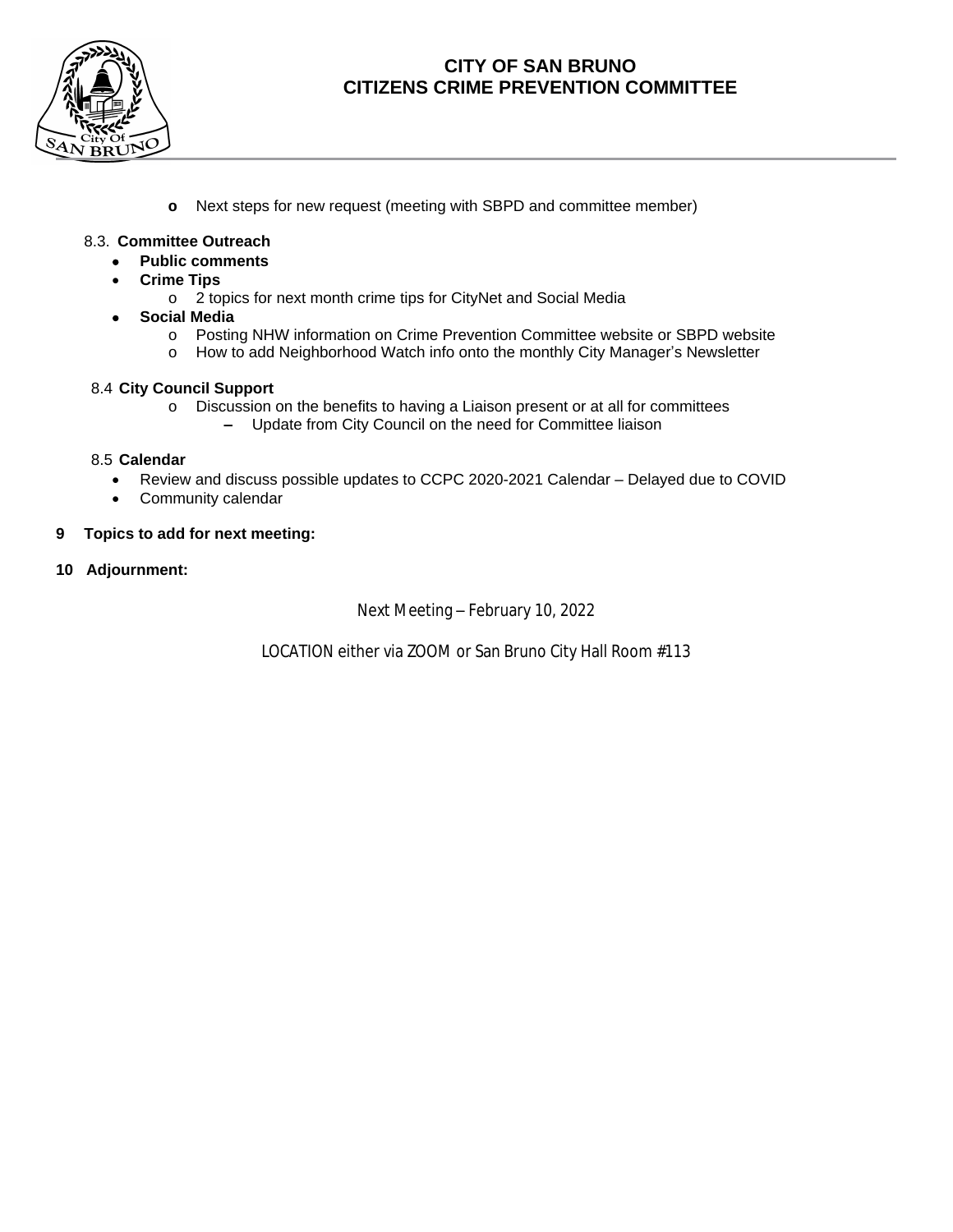- Next steps for new request (meeting with SBPD and committee member)

8.3. **Committee Outreach**

- **Public comments**
- **Crime Tips**
  - 2 topics for next month crime tips for CityNet and Social Media
- **Social Media**
  - Posting NHW information on Crime Prevention Committee website or SBPD website
  - How to add Neighborhood Watch info onto the monthly City Manager's Newsletter

8.4 **City Council Support**

- Discussion on the benefits to having a Liaison present or at all for committees
  - Update from City Council on the need for Committee liaison

8.5 **Calendar**

- Review and discuss possible updates to CCPC 2020-2021 Calendar – Delayed due to COVID
- Community calendar

**9 Topics to add for next meeting:**

**10 Adjournment:**

Next Meeting – February 10, 2022

LOCATION either via ZOOM or San Bruno City Hall Room #113